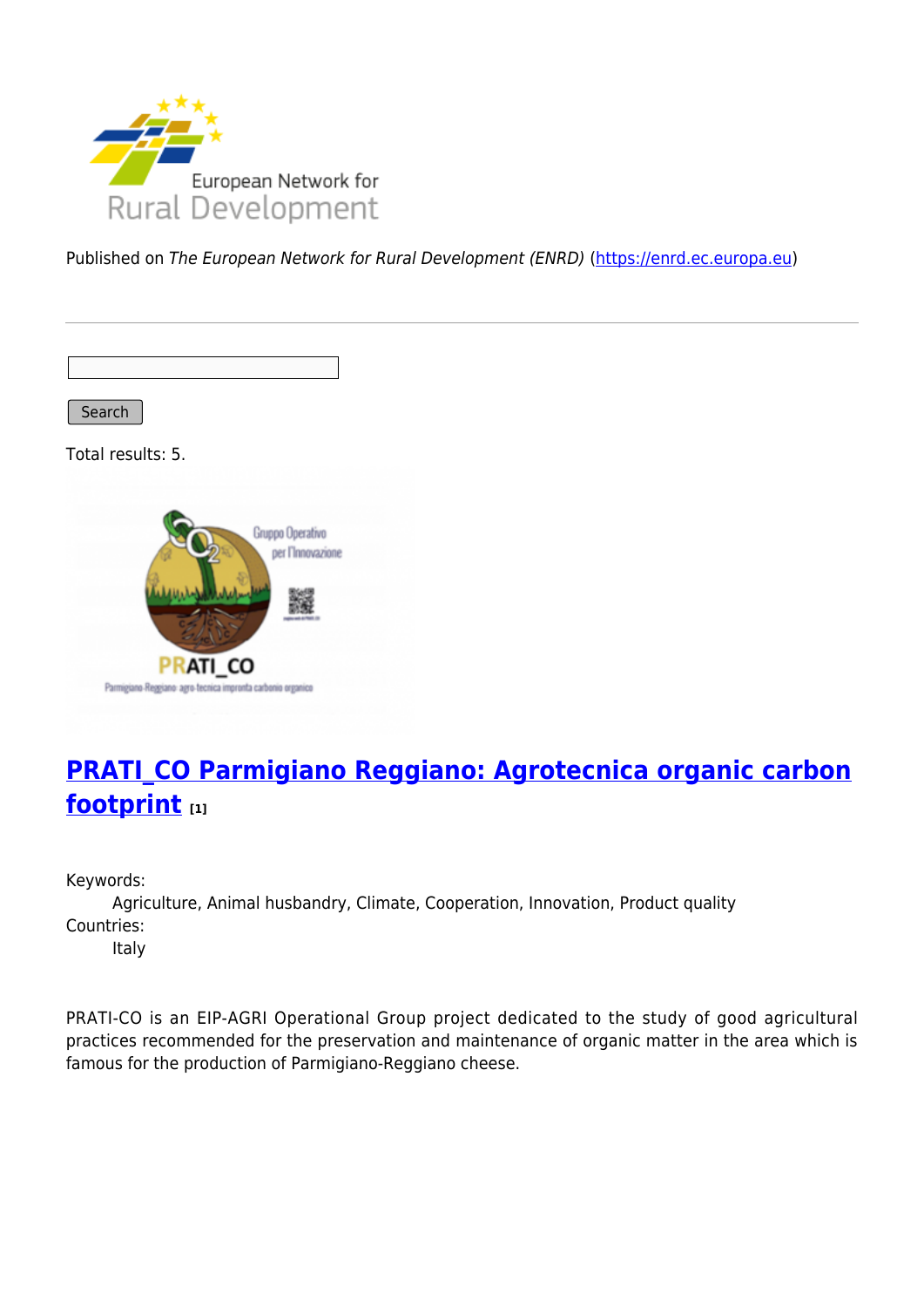Published on *The European Network for Rural Development (ENRD)* (https://enrd.ec.europa.eu)

Search

Total results: 5.

## PRATI_CO Parmigiano Reggiano: Agrotecnica organic carbon footprint [1]

Keywords:
Agriculture, Animal husbandry, Climate, Cooperation, Innovation, Product quality

Countries:
Italy

PRATI-CO is an EIP-AGRI Operational Group project dedicated to the study of good agricultural practices recommended for the preservation and maintenance of organic matter in the area which is famous for the production of Parmigiano-Reggiano cheese.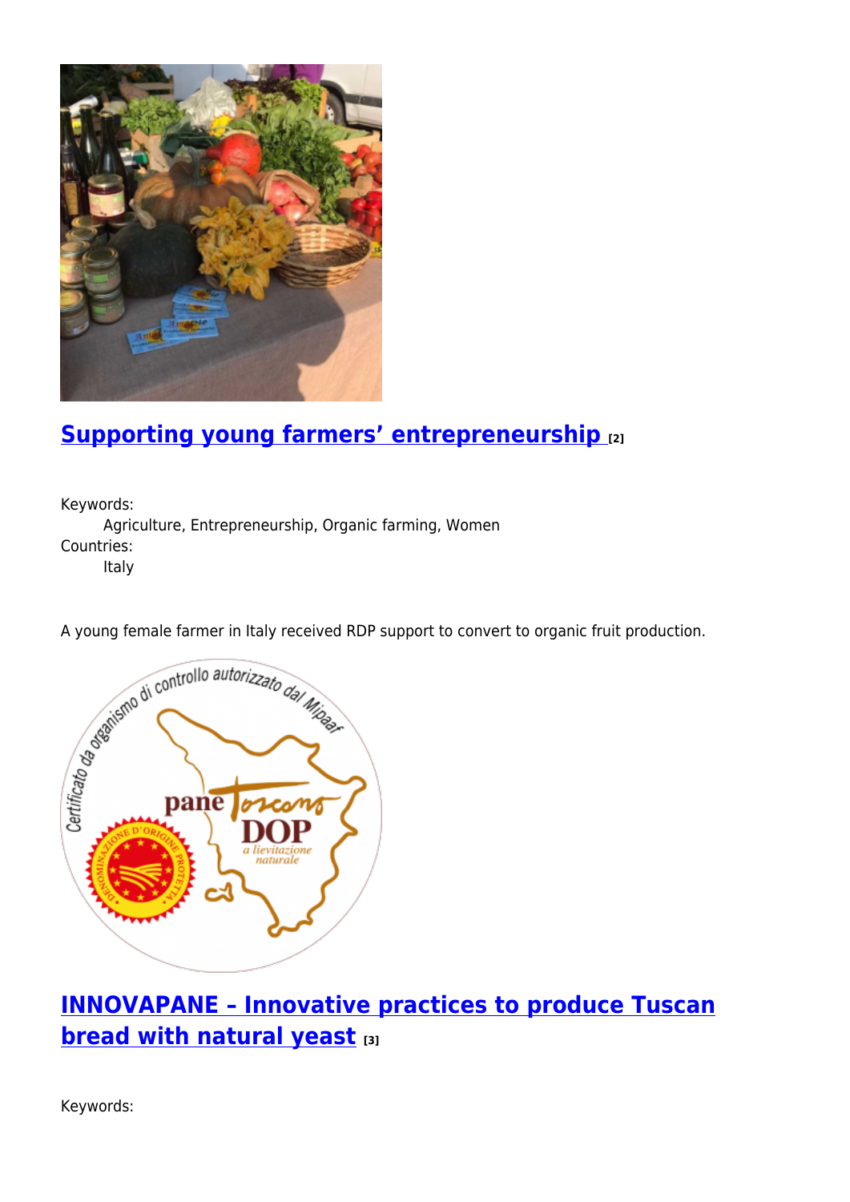## [Supporting young farmers' entrepreneurship](#) [2]

Keywords:
Agriculture, Entrepreneurship, Organic farming, Women

Countries:
Italy

A young female farmer in Italy received RDP support to convert to organic fruit production.

## [INNOVAPANE – Innovative practices to produce Tuscan bread with natural yeast](#) [3]

Keywords: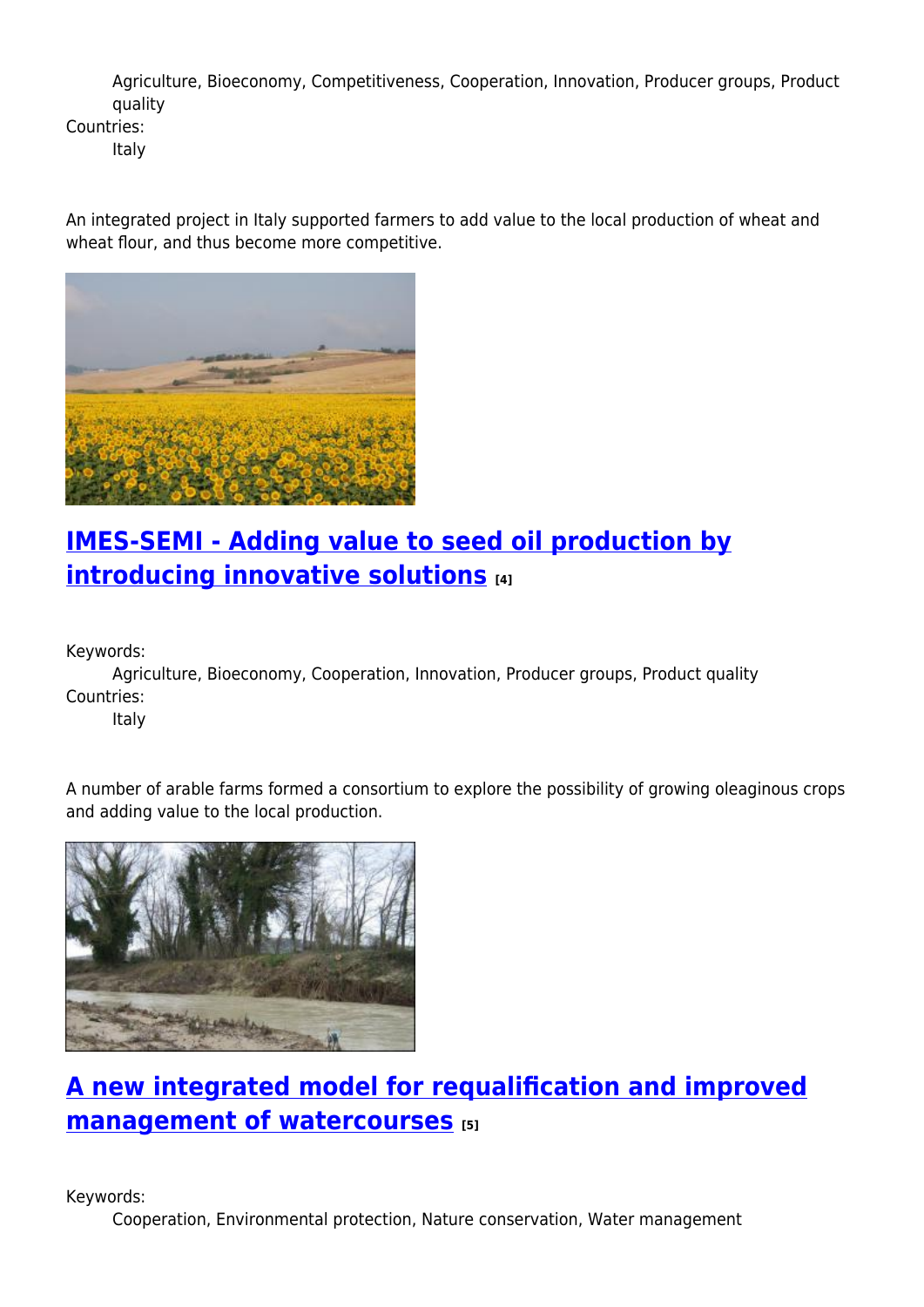Agriculture, Bioeconomy, Competitiveness, Cooperation, Innovation, Producer groups, Product quality

Countries:

Italy

An integrated project in Italy supported farmers to add value to the local production of wheat and wheat flour, and thus become more competitive.

## IMES-SEMI - Adding value to seed oil production by introducing innovative solutions [4]

Keywords:

Agriculture, Bioeconomy, Cooperation, Innovation, Producer groups, Product quality

Countries:

Italy

A number of arable farms formed a consortium to explore the possibility of growing oleaginous crops and adding value to the local production.

## A new integrated model for requalification and improved management of watercourses [5]

Keywords:

Cooperation, Environmental protection, Nature conservation, Water management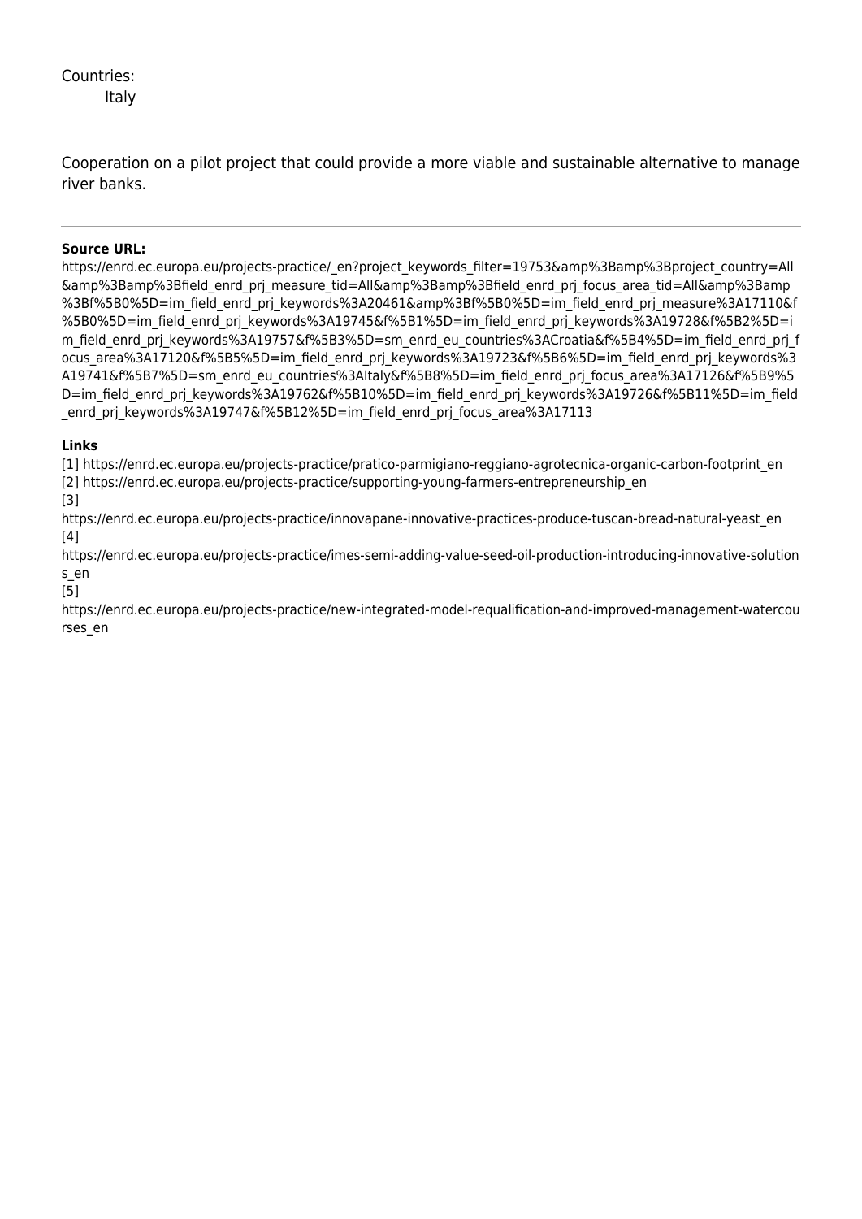Countries:
Italy

Cooperation on a pilot project that could provide a more viable and sustainable alternative to manage river banks.

---

**Source URL:**
https://enrd.ec.europa.eu/projects-practice/_en?project_keywords_filter=19753&amp%3Bamp%3Bproject_country=All&amp%3Bamp%3Bfield_enrd_prj_measure_tid=All&amp%3Bamp%3Bfield_enrd_prj_focus_area_tid=All&amp%3Bamp%3Bf%5B0%5D=im_field_enrd_prj_keywords%3A20461&amp%3Bf%5B0%5D=im_field_enrd_prj_measure%3A17110&f%5B0%5D=im_field_enrd_prj_keywords%3A19745&f%5B1%5D=im_field_enrd_prj_keywords%3A19728&f%5B2%5D=im_field_enrd_prj_keywords%3A19757&f%5B3%5D=sm_enrd_eu_countries%3ACroatia&f%5B4%5D=im_field_enrd_prj_focus_area%3A17120&f%5B5%5D=im_field_enrd_prj_keywords%3A19723&f%5B6%5D=im_field_enrd_prj_keywords%3A19741&f%5B7%5D=sm_enrd_eu_countries%3AItaly&f%5B8%5D=im_field_enrd_prj_focus_area%3A17126&f%5B9%5D=im_field_enrd_prj_keywords%3A19762&f%5B10%5D=im_field_enrd_prj_keywords%3A19726&f%5B11%5D=im_field_enrd_prj_keywords%3A19747&f%5B12%5D=im_field_enrd_prj_focus_area%3A17113

**Links**
[1] https://enrd.ec.europa.eu/projects-practice/pratico-parmigiano-reggiano-agrotecnica-organic-carbon-footprint_en
[2] https://enrd.ec.europa.eu/projects-practice/supporting-young-farmers-entrepreneurship_en
[3] https://enrd.ec.europa.eu/projects-practice/innovapane-innovative-practices-produce-tuscan-bread-natural-yeast_en
[4] https://enrd.ec.europa.eu/projects-practice/imes-semi-adding-value-seed-oil-production-introducing-innovative-solutions_en
[5] https://enrd.ec.europa.eu/projects-practice/new-integrated-model-requalification-and-improved-management-watercourses_en